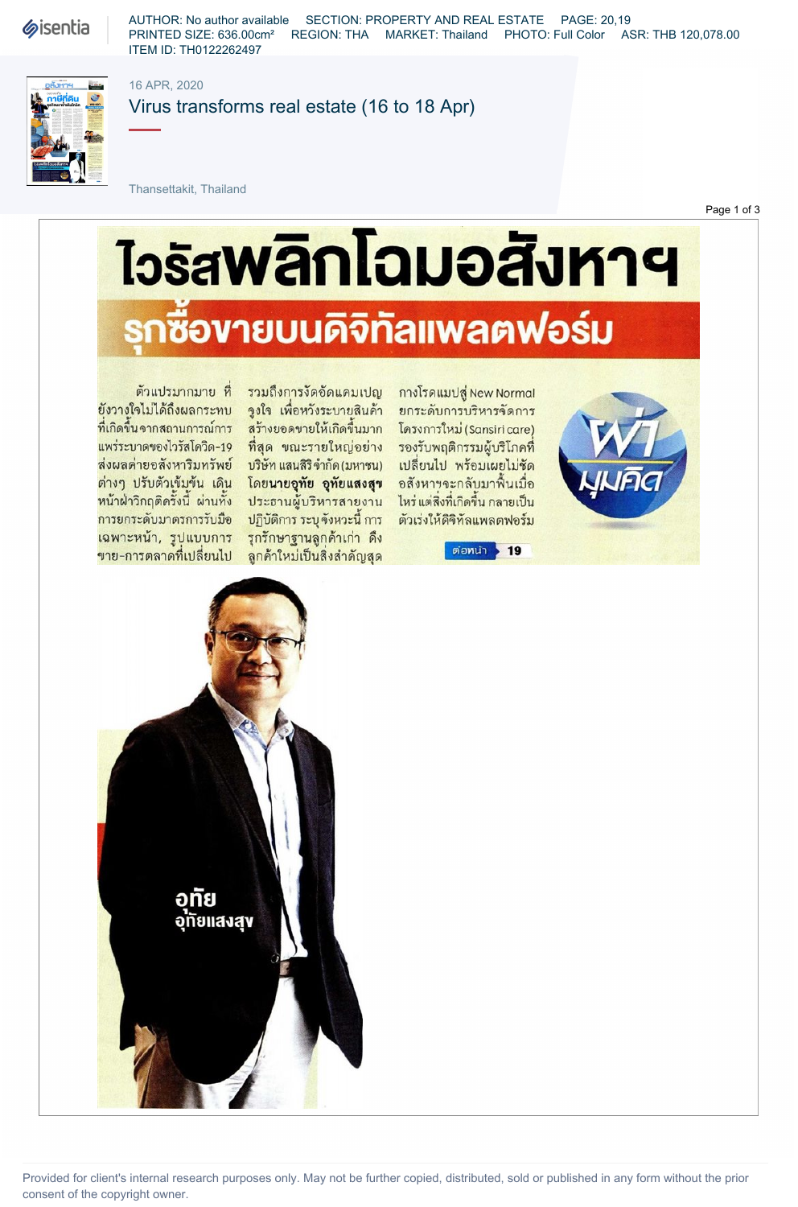16 APR, 2020

# Virus transforms real estate (16 to 18 Apr)

Thansettakit, Thailand

# ไวรัสพลิกโฉมอสังหาฯ

## รุกซื้อขายบนดิจิทัลแพลตฟอร์ม

ตัวแปรมากมาย ที่ยังวางใจไม่ได้ถึงผลกระทบที่เกิดขึ้นจากสถานการณ์การแพร่ระบาดของไวรัสโควิด-19 ส่งผลต่ออสังหาริมทรัพย์ต่างๆ ปรับตัวเข้มข้น เดินหน้าฝ่าวิกฤติครั้งนี้ ผ่านทั้งการยกระดับมาตรการรับมือเฉพาะหน้า, รูปแบบการขาย-การตลาดที่เปลี่ยนไป รวมถึงการจัดอัดแคมเปญจูงใจ เพื่อหวังระบายสินค้า สร้างยอดขายให้เกิดขึ้นมากที่สุด ขณะรายใหญ่อย่าง บริษัท แสนสิริ จำกัด (มหาชน) โดย**นายอุทัย อุทัยแสงสุข** ประธานผู้บริหารสายงานปฏิบัติการ ระบุจังหวะนี้ การรักษาฐานลูกค้าเก่า ดึงลูกค้าใหม่เป็นสิ่งสำคัญสุด กางโรดแมปสู่ New Normal ยกระดับการบริหารจัดการ โครงการใหม่ (Sansiri care) รองรับพฤติกรรมผู้บริโภคที่เปลี่ยนไป พร้อมเผยไม่ชัด อสังหาฯจะกลับมาฟื้นเมื่อไหร่ แต่สิ่งที่เกิดขึ้น กลายเป็นตัวเร่งให้ดิจิทัลแพลตฟอร์ม

ต่อหน้า 19

ผ่ามุมคิด

อุทัย อุทัยแสงสุข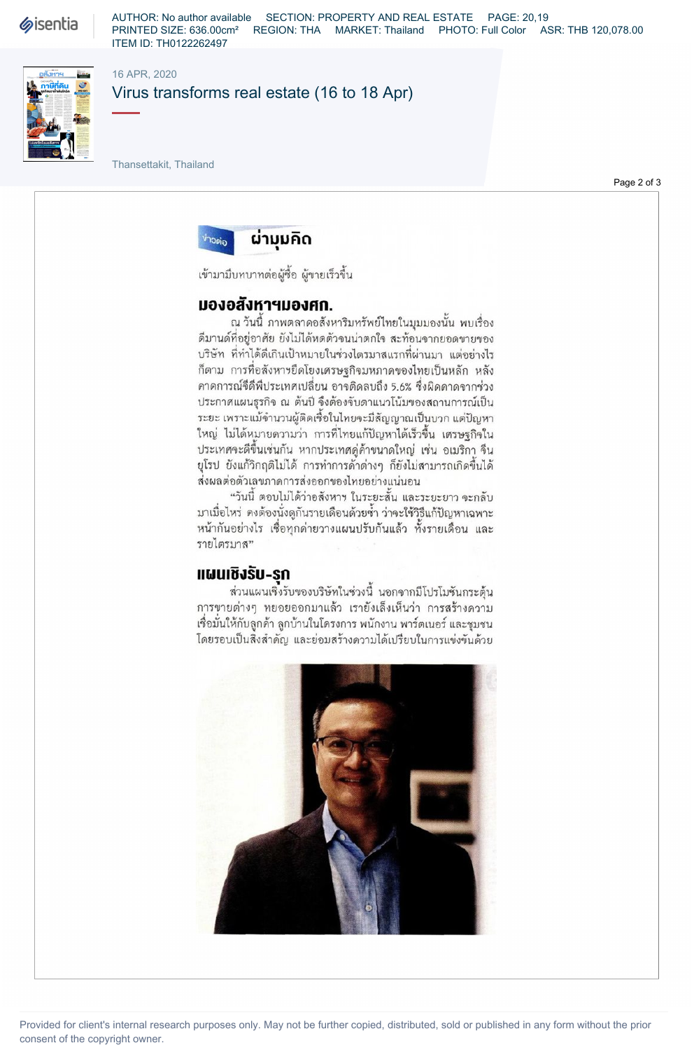ข่าวต่อ **ผ่ามุมคิด**

เข้ามามีบทบาทต่อผู้ซื้อ ผู้ขายเร็วขึ้น

## มองอสังหาฯมองศก.

ณ วันนี้ ภาพตลาดอสังหาริมทรัพย์ไทยในมุมมองนั้น พบเรื่องดีมานด์ที่อยู่อาศัย ยังไม่ได้หดตัวจนน่าตกใจ สะท้อนจากยอดขายของบริษัท ที่ทำได้ดีเกินเป้าหมายในช่วงไตรมาสแรกที่ผ่านมา แต่อย่างไรก็ตาม การที่อสังหาฯยึดโยงเศรษฐกิจมหภาคของไทยเป็นหลัก หลังคาดการณ์จีดีพีประเทศเปลี่ยน อาจติดลบถึง 5.6% ซึ่งผิดคาดจากช่วงประกาศแผนธุรกิจ ณ ต้นปี จึงต้องจับตาแนวโน้มของสถานการณ์เป็นระยะ เพราะแม้จำนวนผู้ติดเชื้อในไทยจะมีสัญญาณเป็นบวก แต่ปัญหาใหญ่ ไม่ได้หมายความว่า การที่ไทยแก้ปัญหาได้เร็วขึ้น เศรษฐกิจในประเทศจะดีขึ้นเช่นกัน หากประเทศคู่ค้าขนาดใหญ่ เช่น อเมริกา จีน ยุโรป ยังแก้วิกฤติไม่ได้ การทำการค้าต่างๆ ก็ยังไม่สามารถเกิดขึ้นได้ ส่งผลต่อตัวเลขภาคการส่งออกของไทยอย่างแน่นอน

"วันนี้ ตอบไม่ได้ว่าอสังหาฯ ในระยะสั้น และระยะยาว จะกลับมาเมื่อไหร่ คงต้องนั่งดูกันรายเดือนด้วยซ้ำ ว่าจะใช้วิธีแก้ปัญหาเฉพาะหน้ากันอย่างไร เชื่อทุกค่ายวางแผนปรับกันแล้ว ทั้งรายเดือน และรายไตรมาส"

## แผนเชิงรับ-รุก

ส่วนแผนเชิงรับของบริษัทในช่วงนี้ นอกจากมีโปรโมชันกระตุ้นการขายต่างๆ ทยอยออกมาแล้ว เรายังเล็งเห็นว่า การสร้างความเชื่อมั่นให้กับลูกค้า ลูกบ้านในโครงการ พนักงาน พาร์ตเนอร์ และชุมชนโดยรอบเป็นสิ่งสำคัญ และย่อมสร้างความได้เปรียบในการแข่งขันด้วย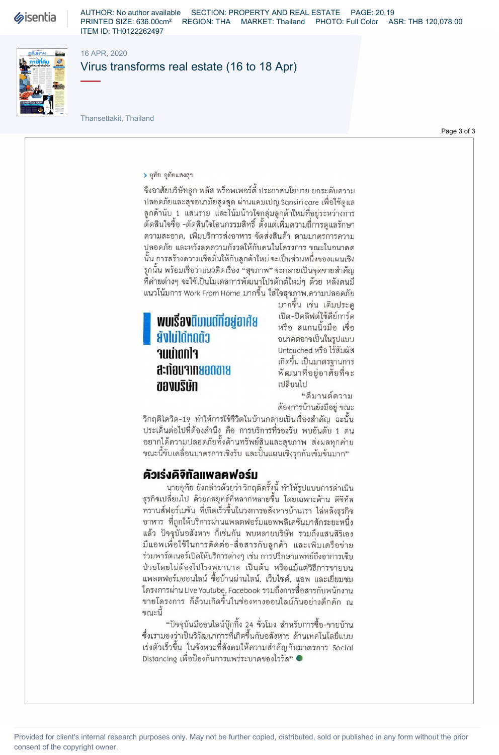> อุทัย อุทัยแสงสุข

จึงอาศัยบริษัทลูก พลัส พร็อพเพอร์ตี้ ประกาศนโยบาย ยกระดับความปลอดภัยและสุขอนามัยสูงสุด ผ่านแคมเปญ Sansiri care เพื่อใช้ดูแลลูกค้านับ 1 แสนราย และโน้มน้าวใจกลุ่มลูกค้าใหม่ที่อยู่ระหว่างการตัดสินใจซื้อ -ตัดสินใจโอนกรรมสิทธิ์ ตั้งแต่เพิ่มความถี่การดูแลรักษาความสะอาด, เพิ่มบริการส่งอาหาร จัดส่งสินค้า ตามมาตรการความปลอดภัย และหวังลดความกังวลให้กับคนในโครงการ ขณะในอนาคตนั้น การสร้างความเชื่อมั่นให้กับลูกค้าใหม่ จะเป็นส่วนหนึ่งของแผนเชิงรุกนั้น พร้อมเชื่อว่าแนวคิดเรื่อง "สุขภาพ" จะกลายเป็นจุดขายสำคัญที่ค่ายต่างๆ จะใช้เป็นโมเดลการพัฒนาโปรดักต์ใหม่ๆ ด้วย หลังคนมีแนวโน้มการ Work From Home มากขึ้น ใส่ใจสุขภาพ,ความปลอดภัยมากขึ้น เช่น เดิมประตูเปิด-ปิดลิฟต์ใช้คีย์การ์ด หรือ สแกนนิ้วมือ เชื่ออนาคตอาจเป็นในรูปแบบ Untouched หรือ ไร้สัมผัส เกิดขึ้น เป็นมาตรฐานการพัฒนาที่อยู่อาศัยที่จะเปลี่ยนไป

**พบเรื่องดีมานด์ที่อยู่อาศัยยังไม่ได้หดตัว จนน่าตกใจ สะท้อนจากยอดขายของบริษัท**

"ดีมานด์ความต้องการบ้านยังมีอยู่ ขณะวิกฤติโควิด-19 ทำให้การใช้ชีวิตในบ้านกลายเป็นเรื่องสำคัญ ฉะนั้นประเด็นต่อไปที่ต้องคำนึง คือ การบริการที่รองรับ พบอันดับ 1 คนอยากได้ความปลอดภัยทั้งด้านทรัพย์สินและสุขภาพ ส่งผลทุกค่ายขณะนี้ขับเคลื่อนมาตรการเชิงรับ และปั้นแผนเชิงรุกกันเข้มข้นมาก"

## ตัวเร่งดิจิทัลแพลตฟอร์ม

นายอุทัย ยังกล่าวด้วยว่า วิกฤติครั้งนี้ ทำให้รูปแบบการดำเนินธุรกิจเปลี่ยนไป ด้วยกลยุทธ์ที่หลากหลายขึ้น โดยเฉพาะด้าน ดิจิทัลทรานส์ฟอร์เมชัน ที่เกิดเร็วขึ้นในวงการอสังหาฯบ้านเรา ไล่หลังธุรกิจอาหาร ที่ถูกให้บริการผ่านแพลตฟอร์มแอพพลิเคชันมาสักระยะหนึ่งแล้ว ปัจจุบันอสังหาฯ ก็เช่นกัน พบหลายบริษัท รวมถึงแสนสิริเองมีแอพเพื่อใช้ในการติดต่อ-สื่อสารกับลูกค้า และเพิ่มเครือข่ายร่วมพาร์ตเนอร์เปิดให้บริการต่างๆ เช่น การปรึกษาแพทย์ถึงอาการเจ็บป่วยโดยไม่ต้องไปโรงพยาบาล เป็นต้น หรือแม้แต่วิธีการขายบนแพลตฟอร์มออนไลน์ ซื้อบ้านผ่านไลน์, เว็บไซต์, แอพ และเยี่ยมชมโครงการผ่าน Live Youtube, Facebook รวมถึงการสื่อสารกับพนักงานขายโครงการ ก็ล้วนเกิดขึ้นในช่องทางออนไลน์กันอย่างคึกคัก ณ ขณะนี้

"ปัจจุบันมีออนไลน์บุ๊กกิ้ง 24 ชั่วโมง สำหรับการซื้อ-ขายบ้าน ซึ่งเรามองว่าเป็นวิวัฒนาการที่เกิดขึ้นกับอสังหาฯ ด้านเทคโนโลยีแบบเร่งตัวเร็วขึ้น ในจังหวะที่สังคมให้ความสำคัญกับมาตรการ Social Distancing เพื่อป้องกันการแพร่ระบาดของไวรัส"